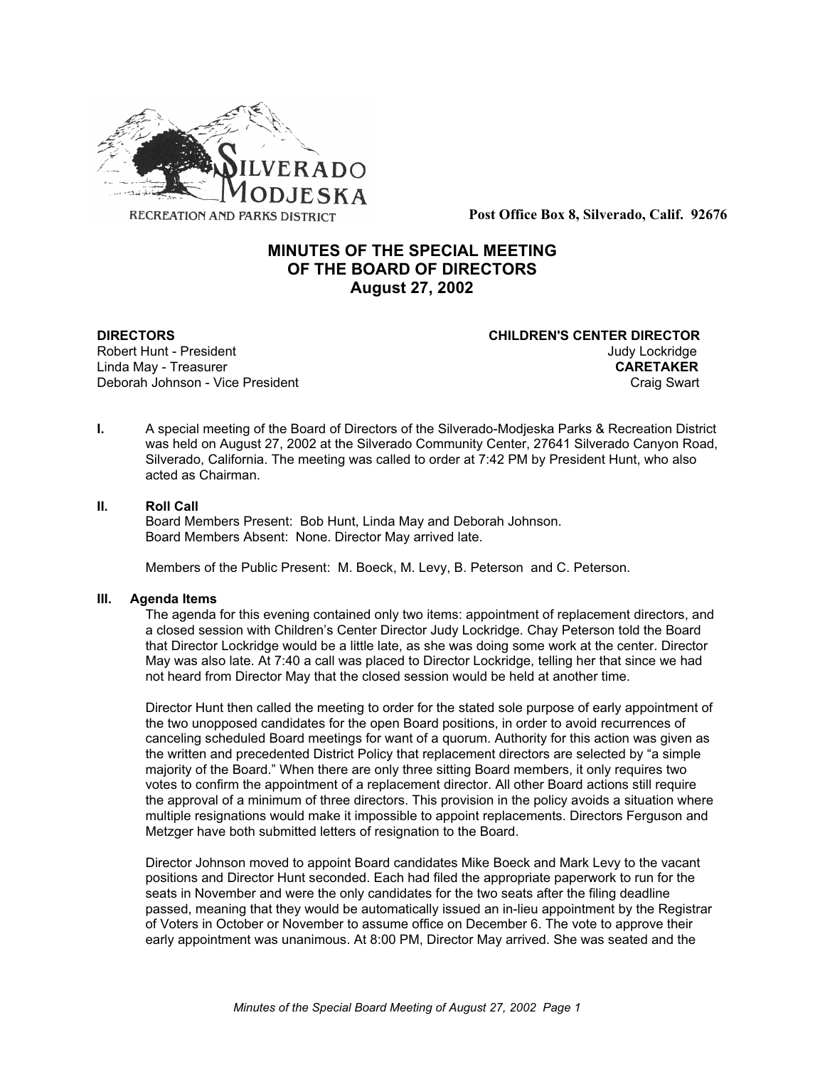SILVERADO MODJESKA RECREATION AND PARKS DISTRICT

**Post Office Box 8, Silverado, Calif. 92676**

# MINUTES OF THE SPECIAL MEETING OF THE BOARD OF DIRECTORS August 27, 2002

| **DIRECTORS** | **CHILDREN'S CENTER DIRECTOR** |
|---|---|
| Robert Hunt - President | Judy Lockridge |
| Linda May - Treasurer | **CARETAKER** |
| Deborah Johnson - Vice President | Craig Swart |

**I.** A special meeting of the Board of Directors of the Silverado-Modjeska Parks & Recreation District was held on August 27, 2002 at the Silverado Community Center, 27641 Silverado Canyon Road, Silverado, California. The meeting was called to order at 7:42 PM by President Hunt, who also acted as Chairman.

**II. Roll Call**

Board Members Present: Bob Hunt, Linda May and Deborah Johnson.
Board Members Absent: None. Director May arrived late.

Members of the Public Present: M. Boeck, M. Levy, B. Peterson and C. Peterson.

**III. Agenda Items**

The agenda for this evening contained only two items: appointment of replacement directors, and a closed session with Children's Center Director Judy Lockridge. Chay Peterson told the Board that Director Lockridge would be a little late, as she was doing some work at the center. Director May was also late. At 7:40 a call was placed to Director Lockridge, telling her that since we had not heard from Director May that the closed session would be held at another time.

Director Hunt then called the meeting to order for the stated sole purpose of early appointment of the two unopposed candidates for the open Board positions, in order to avoid recurrences of canceling scheduled Board meetings for want of a quorum. Authority for this action was given as the written and precedented District Policy that replacement directors are selected by "a simple majority of the Board." When there are only three sitting Board members, it only requires two votes to confirm the appointment of a replacement director. All other Board actions still require the approval of a minimum of three directors. This provision in the policy avoids a situation where multiple resignations would make it impossible to appoint replacements. Directors Ferguson and Metzger have both submitted letters of resignation to the Board.

Director Johnson moved to appoint Board candidates Mike Boeck and Mark Levy to the vacant positions and Director Hunt seconded. Each had filed the appropriate paperwork to run for the seats in November and were the only candidates for the two seats after the filing deadline passed, meaning that they would be automatically issued an in-lieu appointment by the Registrar of Voters in October or November to assume office on December 6. The vote to approve their early appointment was unanimous. At 8:00 PM, Director May arrived. She was seated and the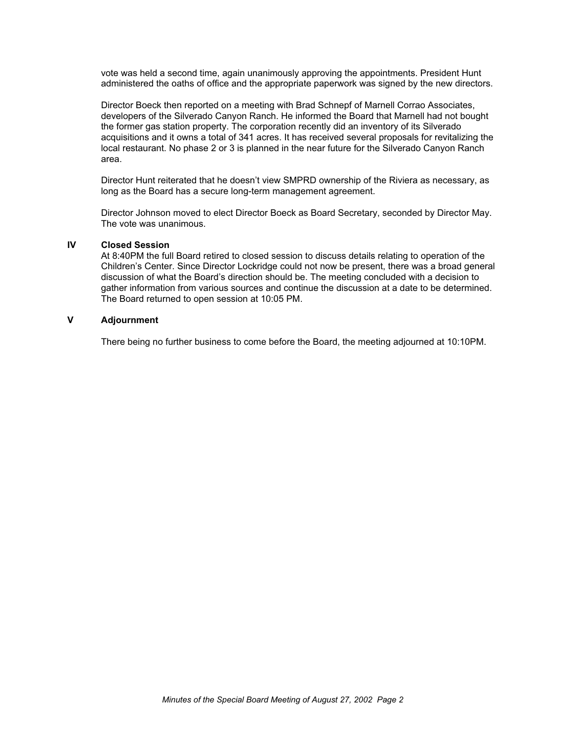vote was held a second time, again unanimously approving the appointments. President Hunt administered the oaths of office and the appropriate paperwork was signed by the new directors.

Director Boeck then reported on a meeting with Brad Schnepf of Marnell Corrao Associates, developers of the Silverado Canyon Ranch. He informed the Board that Marnell had not bought the former gas station property. The corporation recently did an inventory of its Silverado acquisitions and it owns a total of 341 acres. It has received several proposals for revitalizing the local restaurant. No phase 2 or 3 is planned in the near future for the Silverado Canyon Ranch area.

Director Hunt reiterated that he doesn't view SMPRD ownership of the Riviera as necessary, as long as the Board has a secure long-term management agreement.

Director Johnson moved to elect Director Boeck as Board Secretary, seconded by Director May. The vote was unanimous.

## IV Closed Session

At 8:40PM the full Board retired to closed session to discuss details relating to operation of the Children's Center. Since Director Lockridge could not now be present, there was a broad general discussion of what the Board's direction should be. The meeting concluded with a decision to gather information from various sources and continue the discussion at a date to be determined. The Board returned to open session at 10:05 PM.

## V Adjournment

There being no further business to come before the Board, the meeting adjourned at 10:10PM.